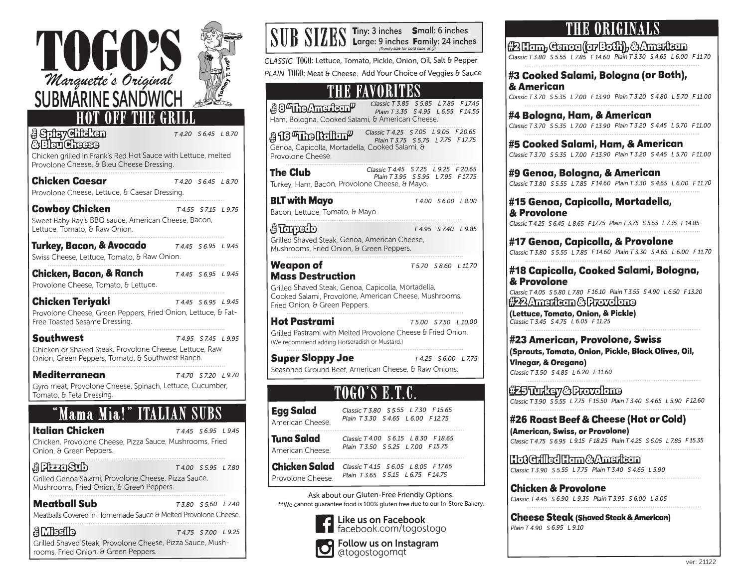# TOGO'S

*Marquette's Original*

## SUBMARINE SANDWICH

Tummy T. Togo

## HOT OFF THE GRILL

**Spicy Chicken & Bleu Cheese** — *T 4.20 S 6.45 L 8.70*
Chicken grilled in Frank's Red Hot Sauce with Lettuce, melted Provolone Cheese, & Bleu Cheese Dressing.

**Chicken Caesar** — *T 4.20 S 6.45 L 8.70*
Provolone Cheese, Lettuce, & Caesar Dressing.

**Cowboy Chicken** — *T 4.55 S 7.15 L 9.75*
Sweet Baby Ray's BBQ sauce, American Cheese, Bacon, Lettuce, Tomato, & Raw Onion.

**Turkey, Bacon, & Avocado** — *T 4.45 S 6.95 L 9.45*
Swiss Cheese, Lettuce, Tomato, & Raw Onion.

**Chicken, Bacon, & Ranch** — *T 4.45 S 6.95 L 9.45*
Provolone Cheese, Tomato, & Lettuce.

**Chicken Teriyaki** — *T 4.45 S 6.95 L 9.45*
Provolone Cheese, Green Peppers, Fried Onion, Lettuce, & Fat-Free Toasted Sesame Dressing.

**Southwest** — *T 4.95 S 7.45 L 9.95*
Chicken or Shaved Steak, Provolone Cheese, Lettuce, Raw Onion, Green Peppers, Tomato, & Southwest Ranch.

**Mediterranean** — *T 4.70 S 7.20 L 9.70*
Gyro meat, Provolone Cheese, Spinach, Lettuce, Cucumber, Tomato, & Feta Dressing.

## "Mama Mia!" ITALIAN SUBS

**Italian Chicken** — *T 4.45 S 6.95 L 9.45*
Chicken, Provolone Cheese, Pizza Sauce, Mushrooms, Fried Onion, & Green Peppers.

**Pizza Sub** — *T 4.00 S 5.95 L 7.80*
Grilled Genoa Salami, Provolone Cheese, Pizza Sauce, Mushrooms, Fried Onion, & Green Peppers.

**Meatball Sub** — *T 3.80 S 5.60 L 7.40*
Meatballs Covered in Homemade Sauce & Melted Provolone Cheese.

**Missile** — *T 4.75 S 7.00 L 9.25*
Grilled Shaved Steak, Provolone Cheese, Pizza Sauce, Mushrooms, Fried Onion, & Green Peppers.

## SUB SIZES

**T**iny: 3 inches **S**mall: 6 inches
**L**arge: 9 inches **F**amily: 24 inches *(Family size for cold subs only)*

*CLASSIC* TOGO: Lettuce, Tomato, Pickle, Onion, Oil, Salt & Pepper
*PLAIN* TOGO: Meat & Cheese. Add Your Choice of Veggies & Sauce

## THE FAVORITES

**8 "The American"** — *Classic T 3.85 S 5.85 L 7.85 F 17.45 / Plain T 3.35 S 4.95 L 6.55 F 14.55*
Ham, Bologna, Cooked Salami, & American Cheese.

**16 "The Italian"** — *Classic T 4.25 S 7.05 L 9.05 F 20.65 / Plain T 3.75 S 5.75 L 7.75 F 17.75*
Genoa, Capicolla, Mortadella, Cooked Salami, & Provolone Cheese.

**The Club** — *Classic T 4.45 S 7.25 L 9.25 F 20.65 / Plain T 3.95 S 5.95 L 7.95 F 17.75*
Turkey, Ham, Bacon, Provolone Cheese, & Mayo.

**BLT with Mayo** — *T 4.00 S 6.00 L 8.00*
Bacon, Lettuce, Tomato, & Mayo.

**Torpedo** — *T 4.95 S 7.40 L 9.85*
Grilled Shaved Steak, Genoa, American Cheese, Mushrooms, Fried Onion, & Green Peppers.

**Weapon of Mass Destruction** — *T 5.70 S 8.60 L 11.70*
Grilled Shaved Steak, Genoa, Capicolla, Mortadella, Cooked Salami, Provolone, American Cheese, Mushrooms, Fried Onion, & Green Peppers.

**Hot Pastrami** — *T 5.00 S 7.50 L 10.00*
Grilled Pastrami with Melted Provolone Cheese & Fried Onion.
(We recommend adding Horseradish or Mustard.)

**Super Sloppy Joe** — *T 4.25 S 6.00 L 7.75*
Seasoned Ground Beef, American Cheese, & Raw Onions.

## TOGO'S E.T.C.

**Egg Salad** — American Cheese.
*Classic T 3.80 S 5.55 L 7.30 F 15.65 / Plain T 3.30 S 4.65 L 6.00 F 12.75*

**Tuna Salad** — American Cheese.
*Classic T 4.00 S 6.15 L 8.30 F 18.65 / Plain T 3.50 S 5.25 L 7.00 F 15.75*

**Chicken Salad** — Provolone Cheese.
*Classic T 4.15 S 6.05 L 8.05 F 17.65 / Plain T 3.65 S 5.15 L 6.75 F 14.75*

Ask about our Gluten-Free Friendly Options.
**We cannot guarantee food is 100% gluten free due to our In-Store Bakery.

Like us on Facebook facebook.com/togostogo

Follow us on Instagram @togostogomqt

## THE ORIGINALS

**#2 Ham, Genoa (or Both), & American**
*Classic T 3.80 S 5.55 L 7.85 F 14.60 Plain T 3.30 S 4.65 L 6.00 F 11.70*

**#3 Cooked Salami, Bologna (or Both), & American**
*Classic T 3.70 S 5.35 L 7.00 F 13.90 Plain T 3.20 S 4.80 L 5.70 F 11.00*

**#4 Bologna, Ham, & American**
*Classic T 3.70 S 5.35 L 7.00 F 13.90 Plain T 3.20 S 4.45 L 5.70 F 11.00*

**#5 Cooked Salami, Ham, & American**
*Classic T 3.70 S 5.35 L 7.00 F 13.90 Plain T 3.20 S 4.45 L 5.70 F 11.00*

**#9 Genoa, Bologna, & American**
*Classic T 3.80 S 5.55 L 7.85 F 14.60 Plain T 3.30 S 4.65 L 6.00 F 11.70*

**#15 Genoa, Capicolla, Mortadella, & Provolone**
*Classic T 4.25 S 6.45 L 8.65 F 17.75 Plain T 3.75 S 5.55 L 7.35 F 14.85*

**#17 Genoa, Capicolla, & Provolone**
*Classic T 3.80 S 5.55 L 7.85 F 14.60 Plain T 3.30 S 4.65 L 6.00 F 11.70*

**#18 Capicolla, Cooked Salami, Bologna, & Provolone**
*Classic T 4.05 S 5.80 L 7.80 F 16.10 Plain T 3.55 S 4.90 L 6.50 F 13.20*

**#22 American & Provolone**
**(Lettuce, Tomato, Onion, & Pickle)**
*Classic T 3.45 S 4.75 L 6.05 F 11.25*

**#23 American, Provolone, Swiss**
**(Sprouts, Tomato, Onion, Pickle, Black Olives, Oil, Vinegar, & Oregano)**
*Classic T 3.50 S 4.85 L 6.20 F 11.60*

**#25 Turkey & Provolone**
*Classic T 3.90 S 5.55 L 7.75 F 15.50 Plain T 3.40 S 4.65 L 5.90 F 12.60*

**#26 Roast Beef & Cheese (Hot or Cold)**
**(American, Swiss, or Provolone)**
*Classic T 4.75 S 6.95 L 9.15 F 18.25 Plain T 4.25 S 6.05 L 7.85 F 15.35*

**Hot Grilled Ham & American**
*Classic T 3.90 S 5.55 L 7.75 Plain T 3.40 S 4.65 L 5.90*

**Chicken & Provolone**
*Classic T 4.45 S 6.90 L 9.35 Plain T 3.95 S 6.00 L 8.05*

**Cheese Steak (Shaved Steak & American)**
*Plain T 4.90 S 6.95 L 9.10*

ver: 21122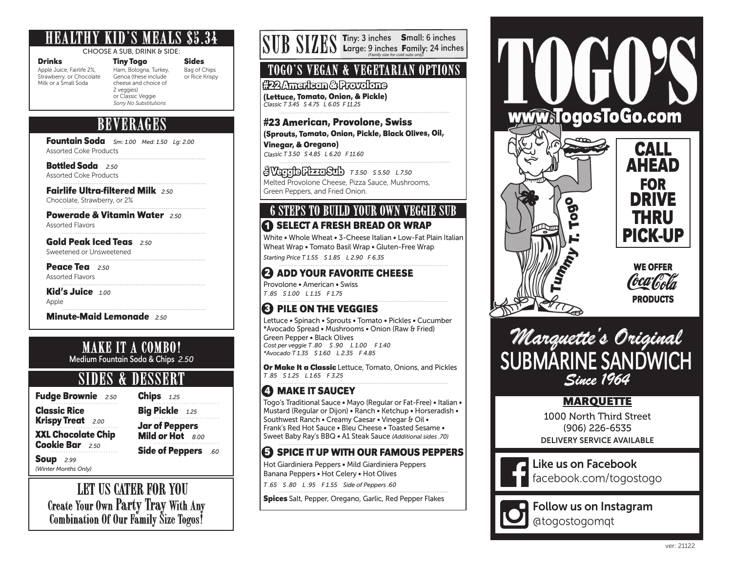# HEALTHY KID'S MEALS $5.34

CHOOSE A SUB, DRINK & SIDE:

**Drinks**
Apple Juice, Fairlife 2%, Strawberry, or Chocolate Milk or a Small Soda

**Tiny Togo**
Ham, Bologna, Turkey, Genoa (these include cheese and choice of 2 veggies) or Classic Veggie
*Sorry No Substitutions*

**Sides**
Bag of Chips or Rice Krispy

# BEVERAGES

**Fountain Soda** *Sm: 1.00 Med: 1.50 Lg: 2.00*
Assorted Coke Products

**Bottled Soda** *2.50*
Assorted Coke Products

**Fairlife Ultra-filtered Milk** *2.50*
Chocolate, Strawberry, or 2%

**Powerade & Vitamin Water** *2.50*
Assorted Flavors

**Gold Peak Iced Teas** *2.50*
Sweetened or Unsweetened

**Peace Tea** *2.50*
Assorted Flavors

**Kid's Juice** *1.00*
Apple

**Minute-Maid Lemonade** *2.50*

# MAKE IT A COMBO!

Medium Fountain Soda & Chips *2.50*

# SIDES & DESSERT

**Fudge Brownie** *2.50*

**Classic Rice Krispy Treat** *2.00*

**XXL Chocolate Chip Cookie Bar** *2.50*

**Soup** *2.99*
*(Winter Months Only)*

**Chips** *1.25*

**Big Pickle** *1.25*

**Jar of Peppers Mild or Hot** *8.00*

**Side of Peppers** *.60*

# LET US CATER FOR YOU

Create Your Own Party Tray With Any Combination Of Our Family Size Togos!

# SUB SIZES

**T**iny: 3 inches **S**mall: 6 inches **L**arge: 9 inches **F**amily: 24 inches
*(Family size for cold subs only)*

# TOGO'S VEGAN & VEGETARIAN OPTIONS

### #22 American & Provolone

**(Lettuce, Tomato, Onion, & Pickle)**
*Classic T 3.45 S 4.75 L 6.05 F 11.25*

### #23 American, Provolone, Swiss

**(Sprouts, Tomato, Onion, Pickle, Black Olives, Oil, Vinegar, & Oregano)**
*Classic T 3.50 S 4.85 L 6.20 F 11.60*

### Veggie Pizza Sub *T 3.50 S 5.50 L 7.50*

Melted Provolone Cheese, Pizza Sauce, Mushrooms, Green Peppers, and Fried Onion.

# 6 STEPS TO BUILD YOUR OWN VEGGIE SUB

### 1 SELECT A FRESH BREAD OR WRAP

White • Whole Wheat • 3-Cheese Italian • Low-Fat Plain Italian Wheat Wrap • Tomato Basil Wrap • Gluten-Free Wrap
*Starting Price T 1.55 S 1.85 L 2.90 F 6.35*

### 2 ADD YOUR FAVORITE CHEESE

Provolone • American • Swiss
*T .85 S 1.00 L 1.15 F 1.75*

### 3 PILE ON THE VEGGIES

Lettuce • Spinach • Sprouts • Tomato • Pickles • Cucumber *Avocado Spread • Mushrooms • Onion (Raw & Fried) Green Pepper • Black Olives
*Cost per veggie T .80 S .90 L 1.00 F 1.40*
**Avocado T 1.35 S 1.60 L 2.35 F 4.85*

**Or Make It a Classic** Lettuce, Tomato, Onions, and Pickles
*T .85 S 1.25 L 1.65 F 3.25*

### 4 MAKE IT SAUCEY

Togo's Traditional Sauce • Mayo (Regular or Fat-Free) • Italian • Mustard (Regular or Dijon) • Ranch • Ketchup • Horseradish • Southwest Ranch • Creamy Caesar • Vinegar & Oil • Frank's Red Hot Sauce • Bleu Cheese • Toasted Sesame • Sweet Baby Ray's BBQ • A1 Steak Sauce *(Additional sides .70)*

### 5 SPICE IT UP WITH OUR FAMOUS PEPPERS

Hot Giardiniera Peppers • Mild Giardiniera Peppers Banana Peppers • Hot Celery • Hot Olives
*T .65 S .80 L .95 F 1.55 Side of Peppers .60*

**Spices** Salt, Pepper, Oregano, Garlic, Red Pepper Flakes

# TOGO'S

www.TogosToGo.com

Tummy T. Togo

**CALL AHEAD FOR DRIVE THRU PICK-UP**

**WE OFFER Coca-Cola PRODUCTS**

*Marquette's Original*
## SUBMARINE SANDWICH
*Since 1964*

### MARQUETTE

1000 North Third Street
(906) 226-6535
DELIVERY SERVICE AVAILABLE

Like us on Facebook
facebook.com/togostogo

Follow us on Instagram
@togostogomqt

ver: 21122